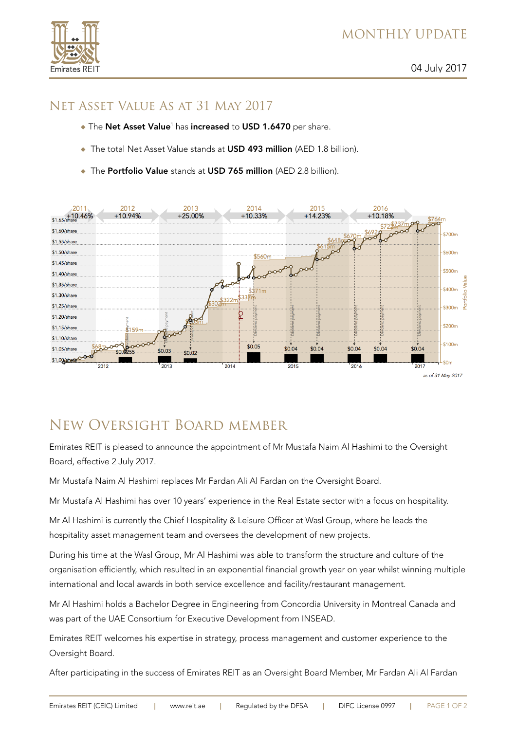# MONTHLY UPDATE

04 July 2017

## NET ASSET VALUE AS AT 31 MAY 2017

- The **Net Asset Value**[1] has **increased** to **USD 1.6470** per share.
- The total Net Asset Value stands at **USD 493 million** (AED 1.8 billion).
- The **Portfolio Value** stands at **USD 765 million** (AED 2.8 billion).

*as of 31 May 2017*

## NEW OVERSIGHT BOARD MEMBER

Emirates REIT is pleased to announce the appointment of Mr Mustafa Naim Al Hashimi to the Oversight Board, effective 2 July 2017.

Mr Mustafa Naim Al Hashimi replaces Mr Fardan Ali Al Fardan on the Oversight Board.

Mr Mustafa Al Hashimi has over 10 years' experience in the Real Estate sector with a focus on hospitality.

Mr Al Hashimi is currently the Chief Hospitality & Leisure Officer at Wasl Group, where he leads the hospitality asset management team and oversees the development of new projects.

During his time at the Wasl Group, Mr Al Hashimi was able to transform the structure and culture of the organisation efficiently, which resulted in an exponential financial growth year on year whilst winning multiple international and local awards in both service excellence and facility/restaurant management.

Mr Al Hashimi holds a Bachelor Degree in Engineering from Concordia University in Montreal Canada and was part of the UAE Consortium for Executive Development from INSEAD.

Emirates REIT welcomes his expertise in strategy, process management and customer experience to the Oversight Board.

After participating in the success of Emirates REIT as an Oversight Board Member, Mr Fardan Ali Al Fardan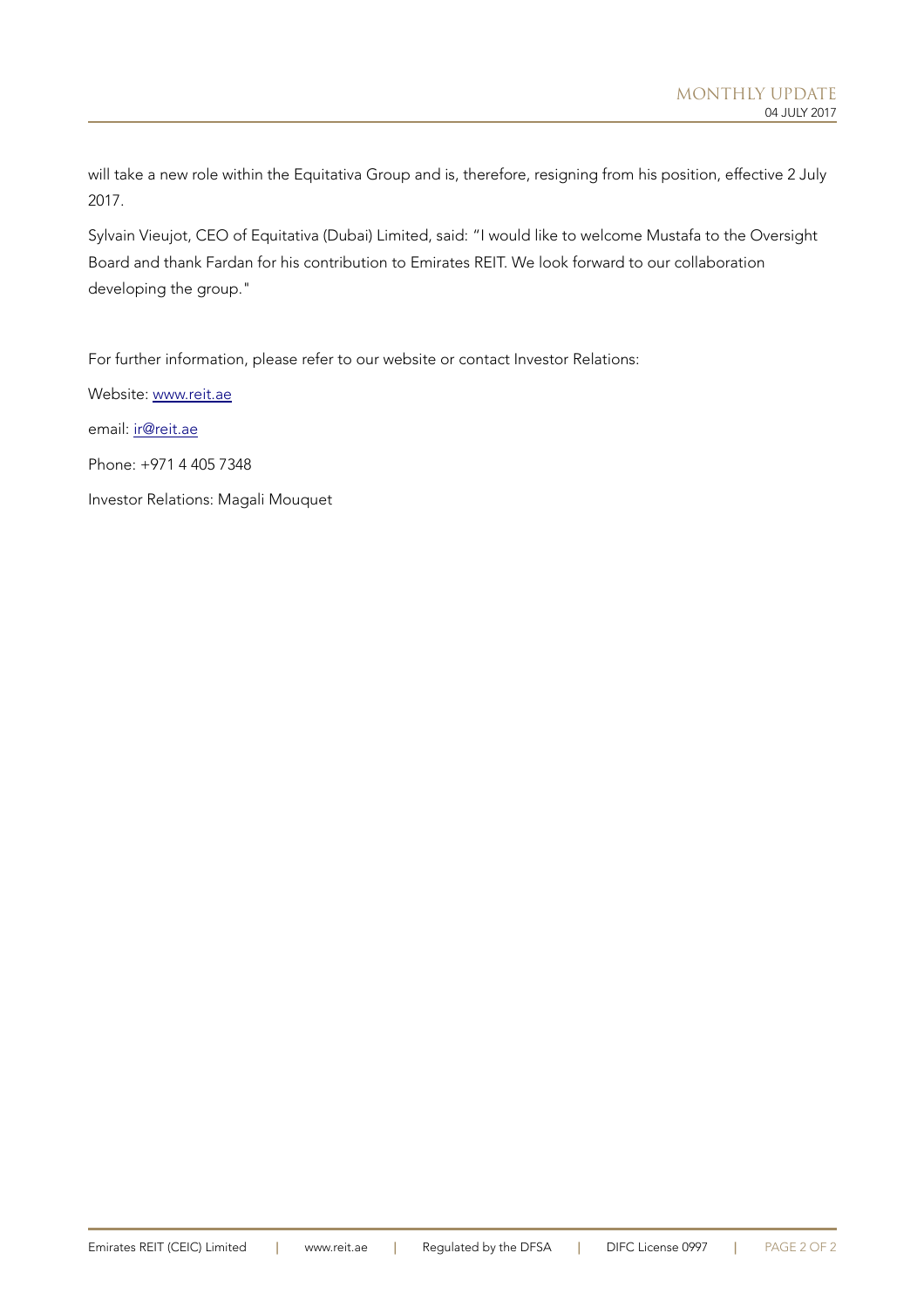will take a new role within the Equitativa Group and is, therefore, resigning from his position, effective 2 July 2017.

Sylvain Vieujot, CEO of Equitativa (Dubai) Limited, said: "I would like to welcome Mustafa to the Oversight Board and thank Fardan for his contribution to Emirates REIT. We look forward to our collaboration developing the group."

For further information, please refer to our website or contact Investor Relations:

Website: www.reit.ae

email: ir@reit.ae

Phone: +971 4 405 7348

Investor Relations: Magali Mouquet